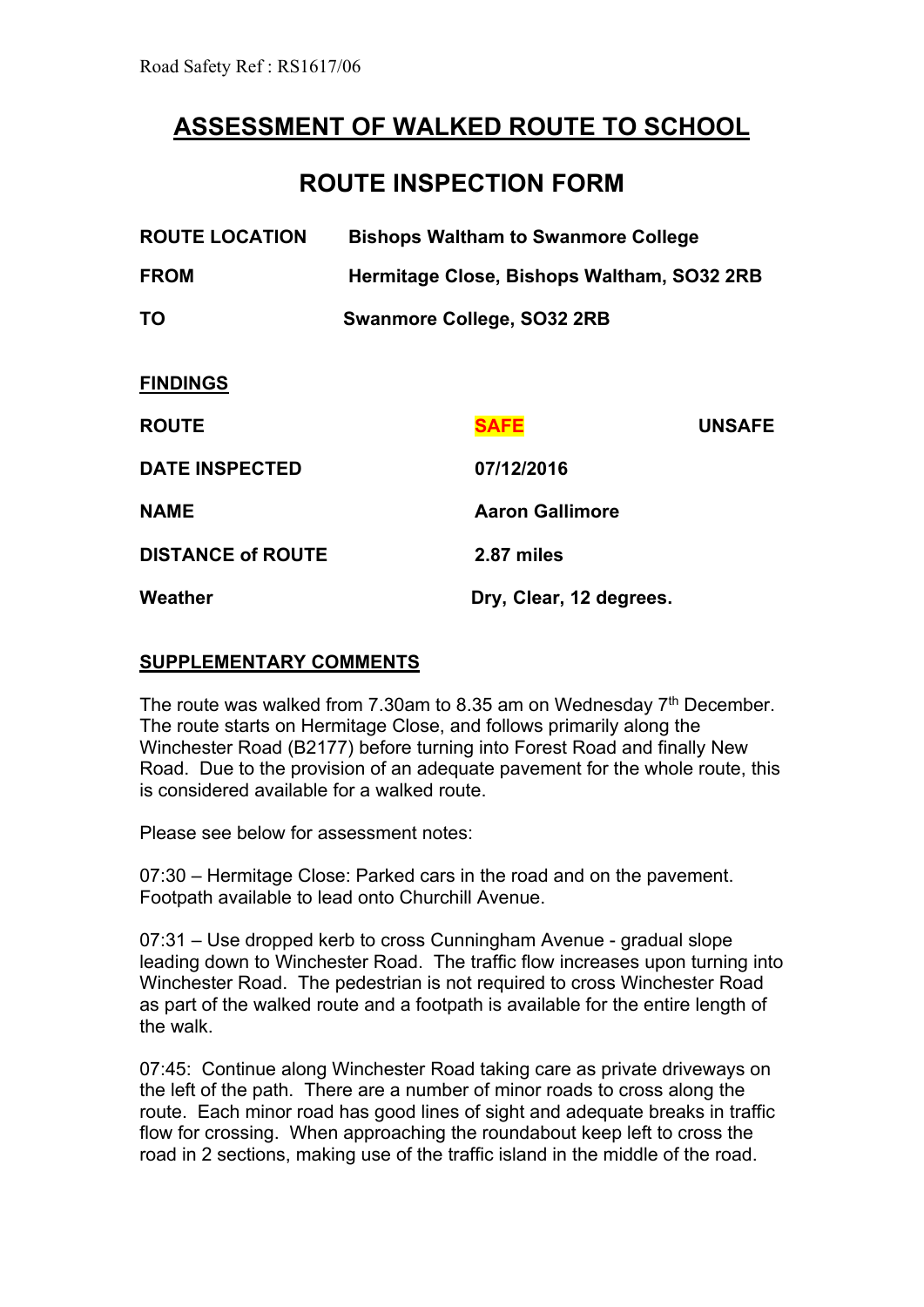Road Safety Ref : RS1617/06

# ASSESSMENT OF WALKED ROUTE TO SCHOOL

## ROUTE INSPECTION FORM

**ROUTE LOCATION** **Bishops Waltham to Swanmore College**

**FROM** **Hermitage Close, Bishops Waltham, SO32 2RB**

**TO** **Swanmore College, SO32 2RB**

**FINDINGS**

| | | |
|---|---|---|
| **ROUTE** | **SAFE** | **UNSAFE** |
| **DATE INSPECTED** | **07/12/2016** | |
| **NAME** | **Aaron Gallimore** | |
| **DISTANCE of ROUTE** | **2.87 miles** | |
| **Weather** | **Dry, Clear, 12 degrees.** | |

**SUPPLEMENTARY COMMENTS**

The route was walked from 7.30am to 8.35 am on Wednesday 7th December. The route starts on Hermitage Close, and follows primarily along the Winchester Road (B2177) before turning into Forest Road and finally New Road. Due to the provision of an adequate pavement for the whole route, this is considered available for a walked route.

Please see below for assessment notes:

07:30 – Hermitage Close: Parked cars in the road and on the pavement. Footpath available to lead onto Churchill Avenue.

07:31 – Use dropped kerb to cross Cunningham Avenue - gradual slope leading down to Winchester Road. The traffic flow increases upon turning into Winchester Road. The pedestrian is not required to cross Winchester Road as part of the walked route and a footpath is available for the entire length of the walk.

07:45: Continue along Winchester Road taking care as private driveways on the left of the path. There are a number of minor roads to cross along the route. Each minor road has good lines of sight and adequate breaks in traffic flow for crossing. When approaching the roundabout keep left to cross the road in 2 sections, making use of the traffic island in the middle of the road.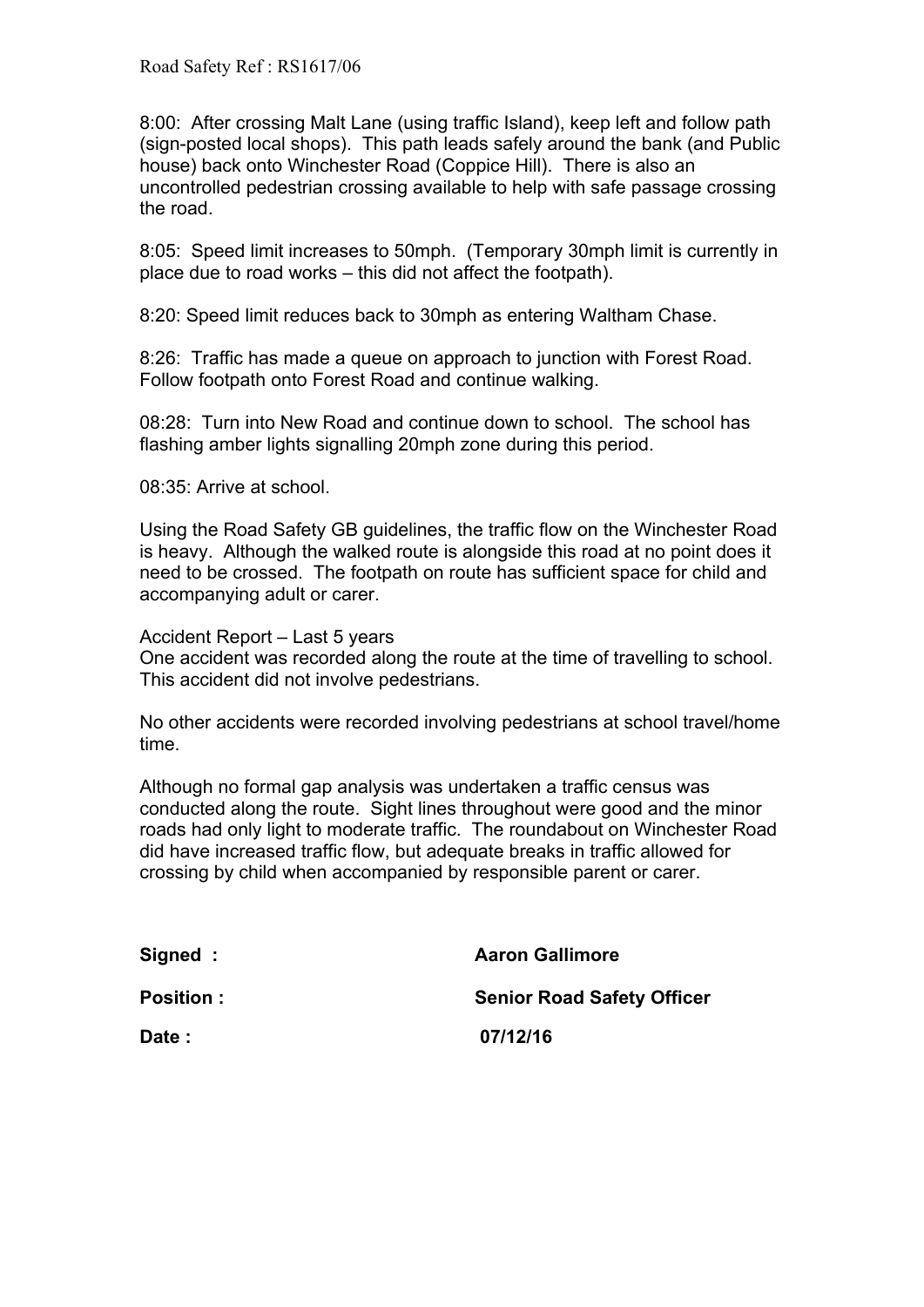Road Safety Ref : RS1617/06

8:00: After crossing Malt Lane (using traffic Island), keep left and follow path (sign-posted local shops). This path leads safely around the bank (and Public house) back onto Winchester Road (Coppice Hill). There is also an uncontrolled pedestrian crossing available to help with safe passage crossing the road.

8:05: Speed limit increases to 50mph. (Temporary 30mph limit is currently in place due to road works – this did not affect the footpath).

8:20: Speed limit reduces back to 30mph as entering Waltham Chase.

8:26: Traffic has made a queue on approach to junction with Forest Road. Follow footpath onto Forest Road and continue walking.

08:28: Turn into New Road and continue down to school. The school has flashing amber lights signalling 20mph zone during this period.

08:35: Arrive at school.

Using the Road Safety GB guidelines, the traffic flow on the Winchester Road is heavy. Although the walked route is alongside this road at no point does it need to be crossed. The footpath on route has sufficient space for child and accompanying adult or carer.

Accident Report – Last 5 years
One accident was recorded along the route at the time of travelling to school. This accident did not involve pedestrians.

No other accidents were recorded involving pedestrians at school travel/home time.

Although no formal gap analysis was undertaken a traffic census was conducted along the route. Sight lines throughout were good and the minor roads had only light to moderate traffic. The roundabout on Winchester Road did have increased traffic flow, but adequate breaks in traffic allowed for crossing by child when accompanied by responsible parent or carer.

| | |
|---|---|
| **Signed :** | **Aaron Gallimore** |
| **Position :** | **Senior Road Safety Officer** |
| **Date :** | **07/12/16** |